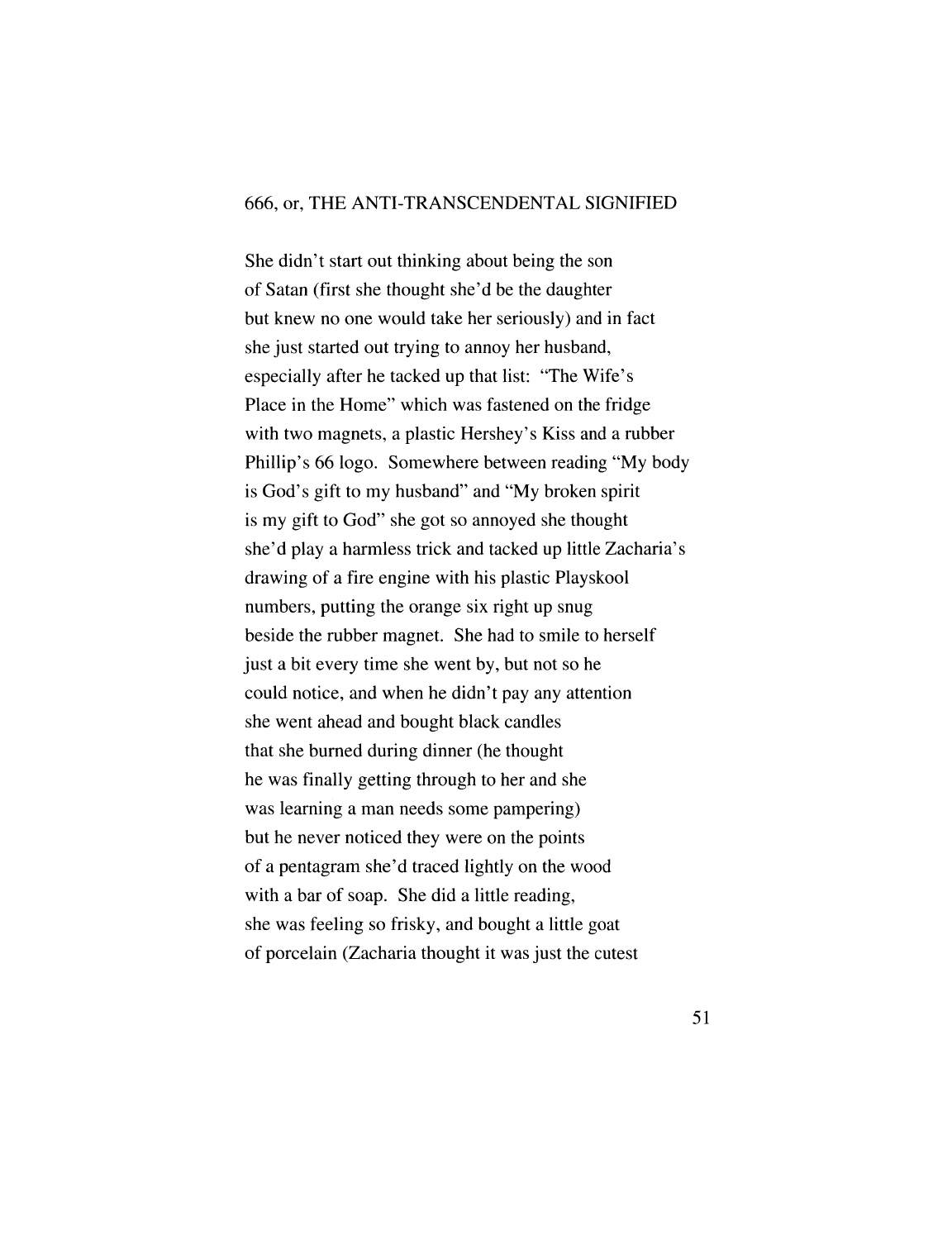## 666, or, THE ANTI-TRANSCENDENTAL SIGNIFIED

She didn't start out thinking about being the son
of Satan (first she thought she'd be the daughter
but knew no one would take her seriously) and in fact
she just started out trying to annoy her husband,
especially after he tacked up that list: "The Wife's
Place in the Home" which was fastened on the fridge
with two magnets, a plastic Hershey's Kiss and a rubber
Phillip's 66 logo. Somewhere between reading "My body
is God's gift to my husband" and "My broken spirit
is my gift to God" she got so annoyed she thought
she'd play a harmless trick and tacked up little Zacharia's
drawing of a fire engine with his plastic Playskool
numbers, putting the orange six right up snug
beside the rubber magnet. She had to smile to herself
just a bit every time she went by, but not so he
could notice, and when he didn't pay any attention
she went ahead and bought black candles
that she burned during dinner (he thought
he was finally getting through to her and she
was learning a man needs some pampering)
but he never noticed they were on the points
of a pentagram she'd traced lightly on the wood
with a bar of soap. She did a little reading,
she was feeling so frisky, and bought a little goat
of porcelain (Zacharia thought it was just the cutest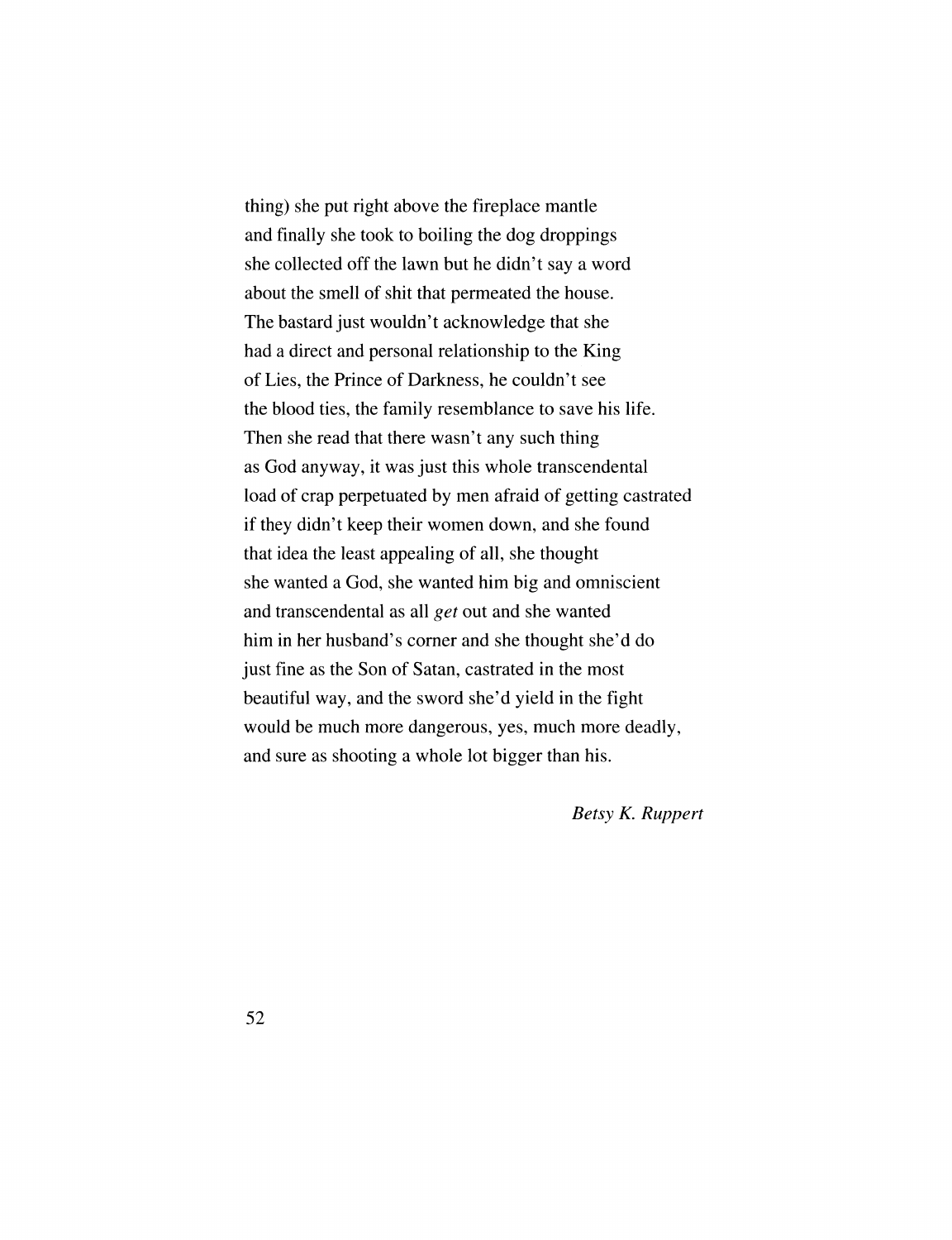thing) she put right above the fireplace mantle
and finally she took to boiling the dog droppings
she collected off the lawn but he didn't say a word
about the smell of shit that permeated the house.
The bastard just wouldn't acknowledge that she
had a direct and personal relationship to the King
of Lies, the Prince of Darkness, he couldn't see
the blood ties, the family resemblance to save his life.
Then she read that there wasn't any such thing
as God anyway, it was just this whole transcendental
load of crap perpetuated by men afraid of getting castrated
if they didn't keep their women down, and she found
that idea the least appealing of all, she thought
she wanted a God, she wanted him big and omniscient
and transcendental as all *get* out and she wanted
him in her husband's corner and she thought she'd do
just fine as the Son of Satan, castrated in the most
beautiful way, and the sword she'd yield in the fight
would be much more dangerous, yes, much more deadly,
and sure as shooting a whole lot bigger than his.

*Betsy K. Ruppert*